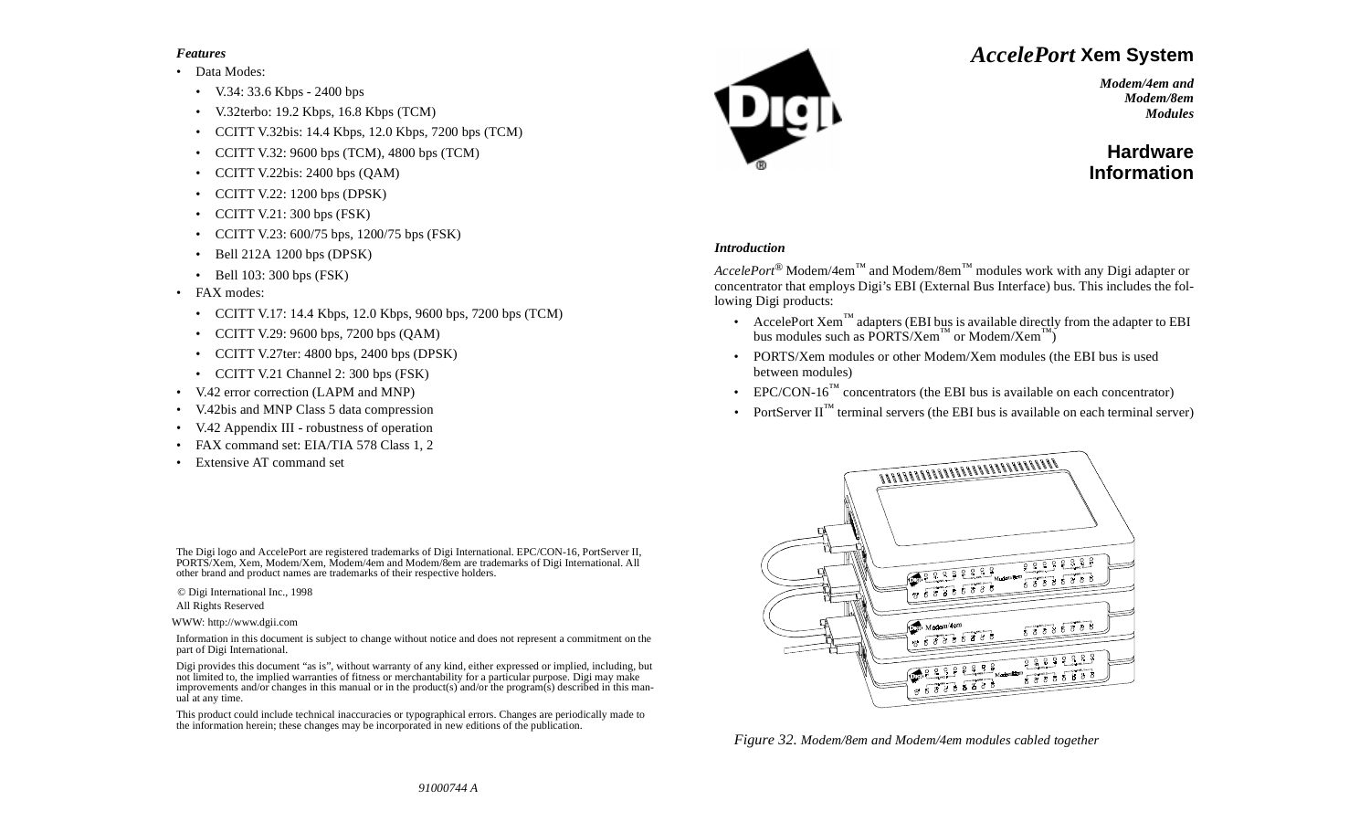# *AccelePort* Xem System

***Modem/4em and Modem/8em Modules***

## Hardware Information

### *Introduction*

*AccelePort*® Modem/4em™ and Modem/8em™ modules work with any Digi adapter or concentrator that employs Digi's EBI (External Bus Interface) bus. This includes the following Digi products:

- AccelePort Xem™ adapters (EBI bus is available directly from the adapter to EBI bus modules such as PORTS/Xem™ or Modem/Xem™)
- PORTS/Xem modules or other Modem/Xem modules (the EBI bus is used between modules)
- EPC/CON-16™ concentrators (the EBI bus is available on each concentrator)
- PortServer II™ terminal servers (the EBI bus is available on each terminal server)

*Figure 32. Modem/8em and Modem/4em modules cabled together*

### *Features*

- Data Modes:
  - V.34: 33.6 Kbps - 2400 bps
  - V.32terbo: 19.2 Kbps, 16.8 Kbps (TCM)
  - CCITT V.32bis: 14.4 Kbps, 12.0 Kbps, 7200 bps (TCM)
  - CCITT V.32: 9600 bps (TCM), 4800 bps (TCM)
  - CCITT V.22bis: 2400 bps (QAM)
  - CCITT V.22: 1200 bps (DPSK)
  - CCITT V.21: 300 bps (FSK)
  - CCITT V.23: 600/75 bps, 1200/75 bps (FSK)
  - Bell 212A 1200 bps (DPSK)
  - Bell 103: 300 bps (FSK)
- FAX modes:
  - CCITT V.17: 14.4 Kbps, 12.0 Kbps, 9600 bps, 7200 bps (TCM)
  - CCITT V.29: 9600 bps, 7200 bps (QAM)
  - CCITT V.27ter: 4800 bps, 2400 bps (DPSK)
  - CCITT V.21 Channel 2: 300 bps (FSK)
- V.42 error correction (LAPM and MNP)
- V.42bis and MNP Class 5 data compression
- V.42 Appendix III - robustness of operation
- FAX command set: EIA/TIA 578 Class 1, 2
- Extensive AT command set

The Digi logo and AccelePort are registered trademarks of Digi International. EPC/CON-16, PortServer II, PORTS/Xem, Xem, Modem/Xem, Modem/4em and Modem/8em are trademarks of Digi International. All other brand and product names are trademarks of their respective holders.

© Digi International Inc., 1998

All Rights Reserved

WWW: http://www.dgii.com

Information in this document is subject to change without notice and does not represent a commitment on the part of Digi International.

Digi provides this document "as is", without warranty of any kind, either expressed or implied, including, but not limited to, the implied warranties of fitness or merchantability for a particular purpose. Digi may make improvements and/or changes in this manual or in the product(s) and/or the program(s) described in this manual at any time.

This product could include technical inaccuracies or typographical errors. Changes are periodically made to the information herein; these changes may be incorporated in new editions of the publication.

91000744 A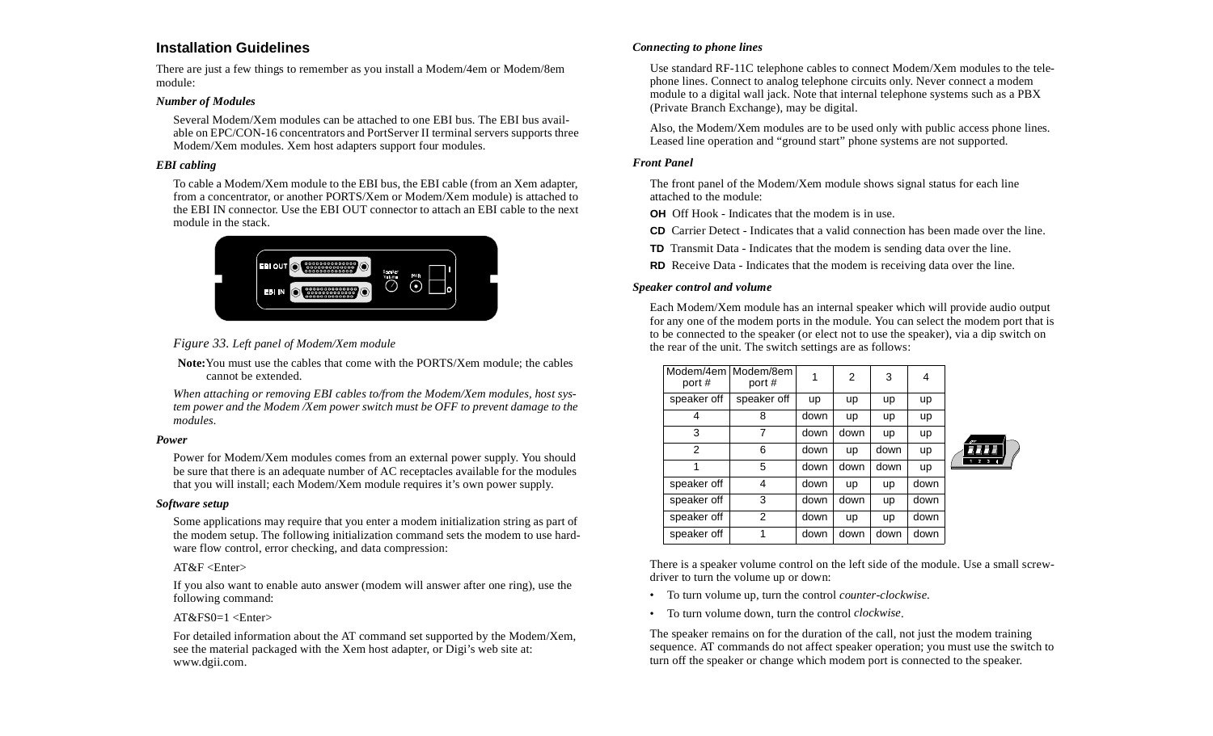## Installation Guidelines

There are just a few things to remember as you install a Modem/4em or Modem/8em module:

### *Number of Modules*

Several Modem/Xem modules can be attached to one EBI bus. The EBI bus available on EPC/CON-16 concentrators and PortServer II terminal servers supports three Modem/Xem modules. Xem host adapters support four modules.

### *EBI cabling*

To cable a Modem/Xem module to the EBI bus, the EBI cable (from an Xem adapter, from a concentrator, or another PORTS/Xem or Modem/Xem module) is attached to the EBI IN connector. Use the EBI OUT connector to attach an EBI cable to the next module in the stack.

EBI OUT
EBI IN
Speaker Volume
PWR
I
O

*Figure 33. Left panel of Modem/Xem module*

**Note:** You must use the cables that come with the PORTS/Xem module; the cables cannot be extended.

*When attaching or removing EBI cables to/from the Modem/Xem modules, host system power and the Modem /Xem power switch must be OFF to prevent damage to the modules.*

### *Power*

Power for Modem/Xem modules comes from an external power supply. You should be sure that there is an adequate number of AC receptacles available for the modules that you will install; each Modem/Xem module requires it's own power supply.

### *Software setup*

Some applications may require that you enter a modem initialization string as part of the modem setup. The following initialization command sets the modem to use hardware flow control, error checking, and data compression:

AT&F <Enter>

If you also want to enable auto answer (modem will answer after one ring), use the following command:

AT&FS0=1 <Enter>

For detailed information about the AT command set supported by the Modem/Xem, see the material packaged with the Xem host adapter, or Digi's web site at: www.dgii.com.

### *Connecting to phone lines*

Use standard RF-11C telephone cables to connect Modem/Xem modules to the telephone lines. Connect to analog telephone circuits only. Never connect a modem module to a digital wall jack. Note that internal telephone systems such as a PBX (Private Branch Exchange), may be digital.

Also, the Modem/Xem modules are to be used only with public access phone lines. Leased line operation and "ground start" phone systems are not supported.

### *Front Panel*

The front panel of the Modem/Xem module shows signal status for each line attached to the module:

**OH** Off Hook - Indicates that the modem is in use.

**CD** Carrier Detect - Indicates that a valid connection has been made over the line.

**TD** Transmit Data - Indicates that the modem is sending data over the line.

**RD** Receive Data - Indicates that the modem is receiving data over the line.

### *Speaker control and volume*

Each Modem/Xem module has an internal speaker which will provide audio output for any one of the modem ports in the module. You can select the modem port that is to be connected to the speaker (or elect not to use the speaker), via a dip switch on the rear of the unit. The switch settings are as follows:

| Modem/4em port # | Modem/8em port # | 1 | 2 | 3 | 4 |
|---|---|---|---|---|---|
| speaker off | speaker off | up | up | up | up |
| 4 | 8 | down | up | up | up |
| 3 | 7 | down | down | up | up |
| 2 | 6 | down | up | down | up |
| 1 | 5 | down | down | down | up |
| speaker off | 4 | down | up | up | down |
| speaker off | 3 | down | down | up | down |
| speaker off | 2 | down | up | up | down |
| speaker off | 1 | down | down | down | down |

There is a speaker volume control on the left side of the module. Use a small screwdriver to turn the volume up or down:

- To turn volume up, turn the control *counter-clockwise.*
- To turn volume down, turn the control *clockwise*.

The speaker remains on for the duration of the call, not just the modem training sequence. AT commands do not affect speaker operation; you must use the switch to turn off the speaker or change which modem port is connected to the speaker.